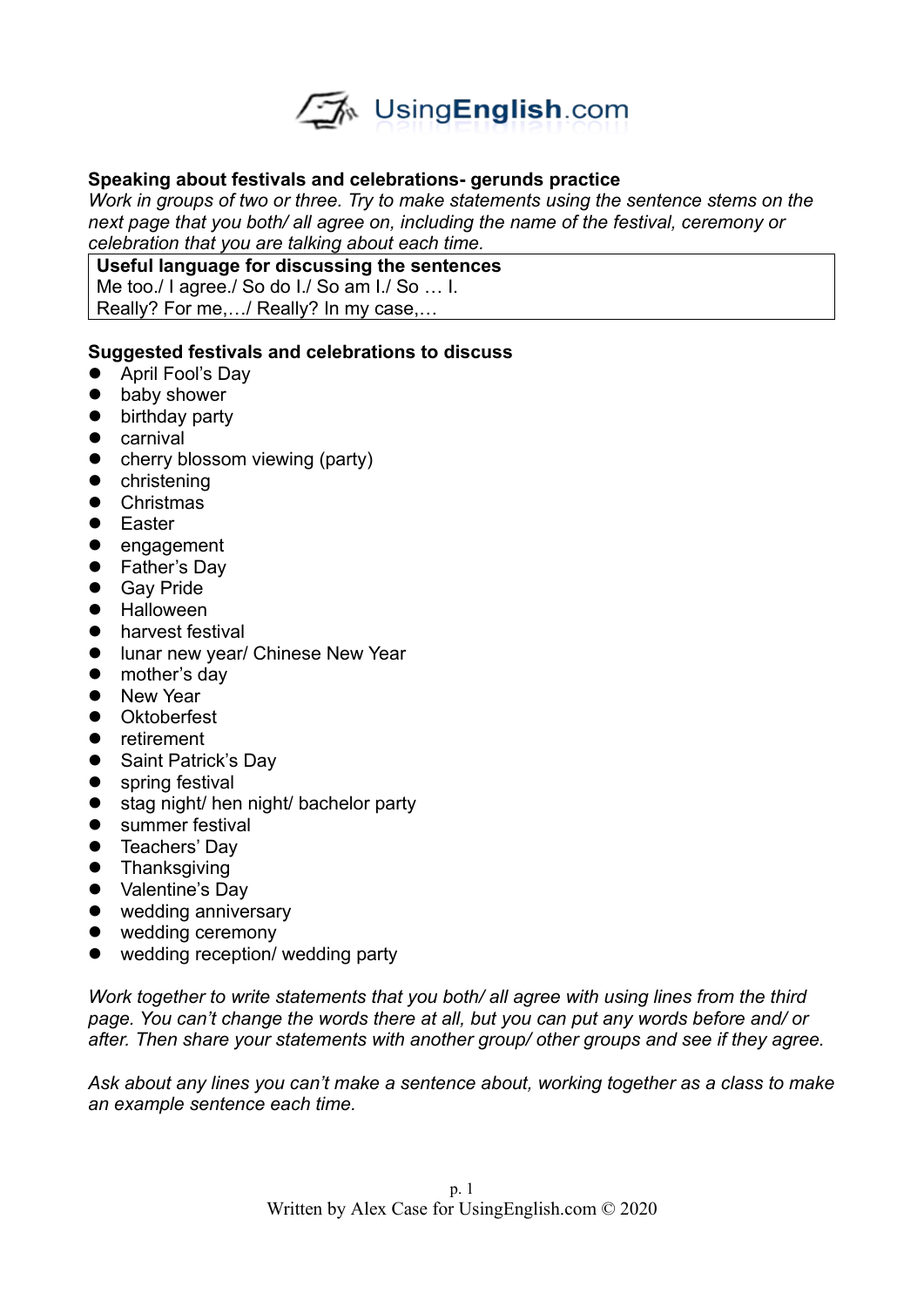UsingEnglish.com

**Speaking about festivals and celebrations- gerunds practice**

*Work in groups of two or three. Try to make statements using the sentence stems on the next page that you both/ all agree on, including the name of the festival, ceremony or celebration that you are talking about each time.*

| **Useful language for discussing the sentences** |
|---|
| Me too./ I agree./ So do I./ So am I./ So … I. |
| Really? For me,…/ Really? In my case,… |

**Suggested festivals and celebrations to discuss**

- April Fool's Day
- baby shower
- birthday party
- carnival
- cherry blossom viewing (party)
- christening
- Christmas
- Easter
- engagement
- Father's Day
- Gay Pride
- Halloween
- harvest festival
- lunar new year/ Chinese New Year
- mother's day
- New Year
- Oktoberfest
- retirement
- Saint Patrick's Day
- spring festival
- stag night/ hen night/ bachelor party
- summer festival
- Teachers' Day
- Thanksgiving
- Valentine's Day
- wedding anniversary
- wedding ceremony
- wedding reception/ wedding party

*Work together to write statements that you both/ all agree with using lines from the third page. You can't change the words there at all, but you can put any words before and/ or after. Then share your statements with another group/ other groups and see if they agree.*

*Ask about any lines you can't make a sentence about, working together as a class to make an example sentence each time.*

Written by Alex Case for UsingEnglish.com © 2020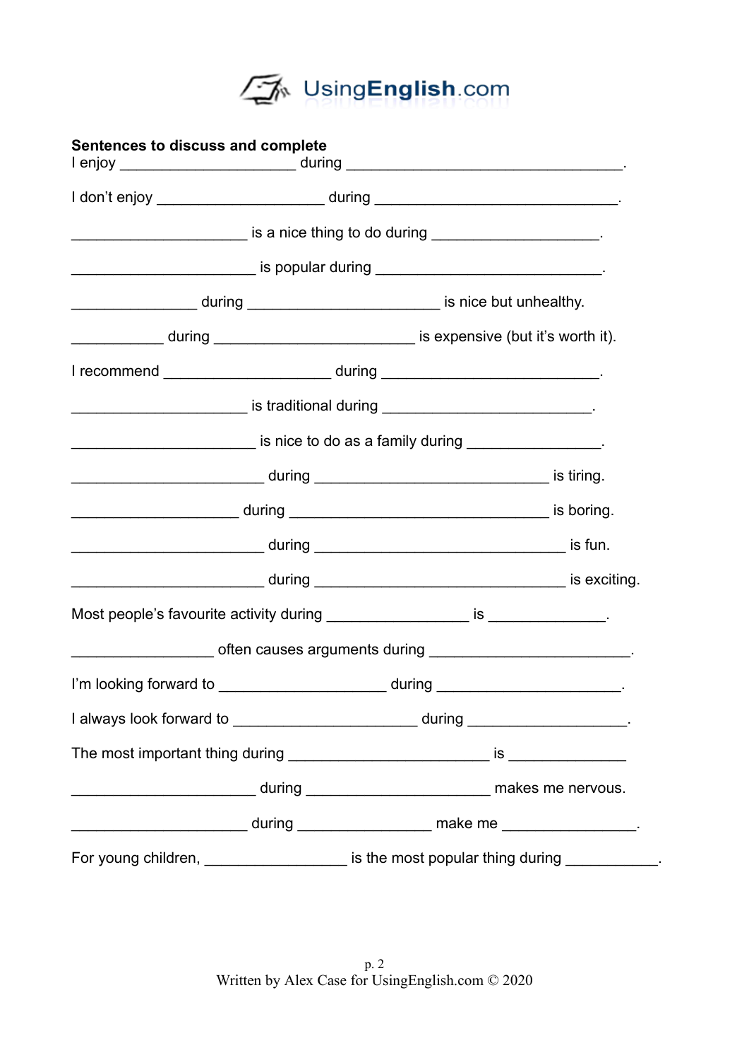**Sentences to discuss and complete**

I enjoy ____________________ during ________________________________.

I don't enjoy ___________________ during ____________________________.

____________________ is a nice thing to do during ___________________.

_____________________ is popular during ___________________________.

______________ during ______________________ is nice but unhealthy.

__________ during _______________________ is expensive (but it's worth it).

I recommend ___________________ during _________________________.

____________________ is traditional during ________________________.

_____________________ is nice to do as a family during _______________.

______________________ during ___________________________ is tiring.

___________________ during _____________________________ is boring.

______________________ during ____________________________ is fun.

______________________ during ____________________________ is exciting.

Most people's favourite activity during ________________ is _____________.

________________ often causes arguments during _______________________.

I'm looking forward to ___________________ during _____________________.

I always look forward to _____________________ during __________________.

The most important thing during _______________________ is _____________

_____________________ during _____________________ makes me nervous.

____________________ during _______________ make me _______________.

For young children, ________________ is the most popular thing during __________.

Written by Alex Case for UsingEnglish.com © 2020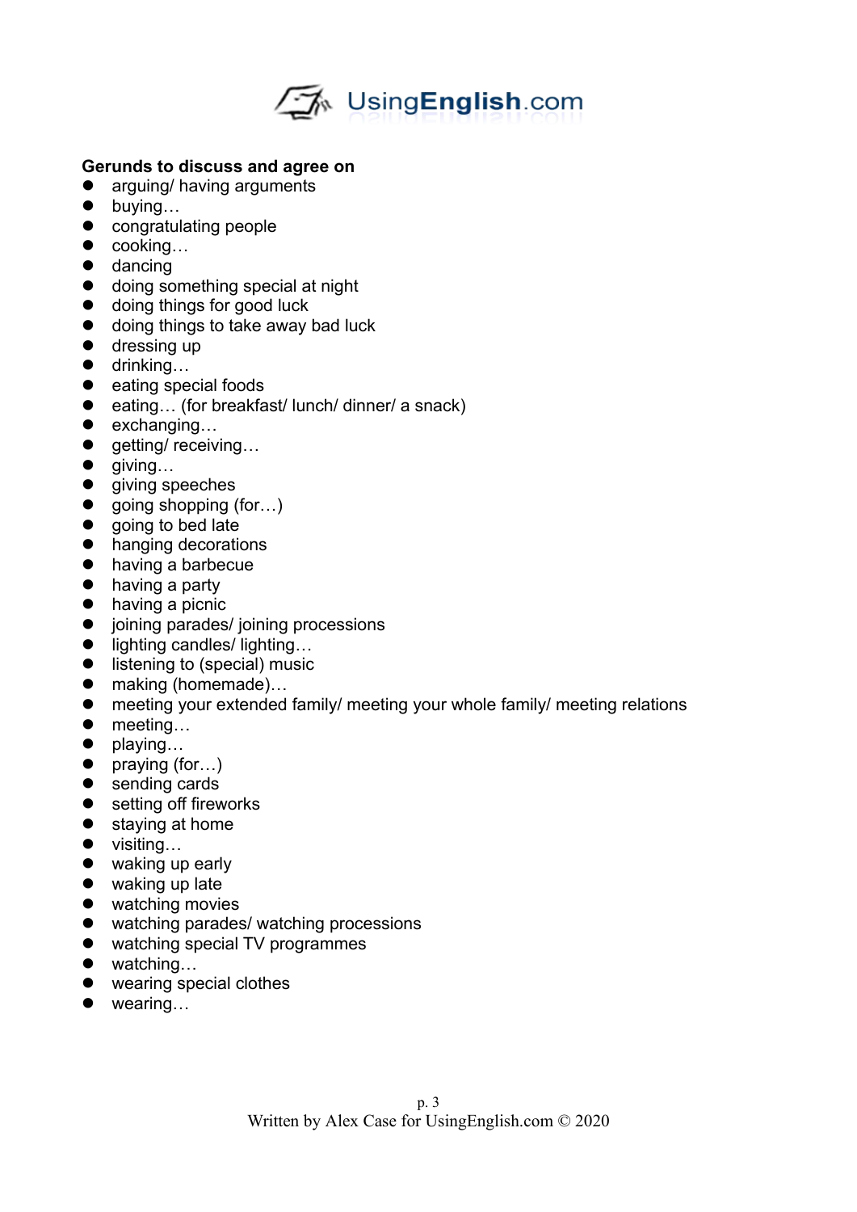**Gerunds to discuss and agree on**

- arguing/ having arguments
- buying…
- congratulating people
- cooking…
- dancing
- doing something special at night
- doing things for good luck
- doing things to take away bad luck
- dressing up
- drinking…
- eating special foods
- eating… (for breakfast/ lunch/ dinner/ a snack)
- exchanging…
- getting/ receiving…
- giving…
- giving speeches
- going shopping (for…)
- going to bed late
- hanging decorations
- having a barbecue
- having a party
- having a picnic
- joining parades/ joining processions
- lighting candles/ lighting…
- listening to (special) music
- making (homemade)…
- meeting your extended family/ meeting your whole family/ meeting relations
- meeting…
- playing…
- praying (for…)
- sending cards
- setting off fireworks
- staying at home
- visiting…
- waking up early
- waking up late
- watching movies
- watching parades/ watching processions
- watching special TV programmes
- watching…
- wearing special clothes
- wearing…